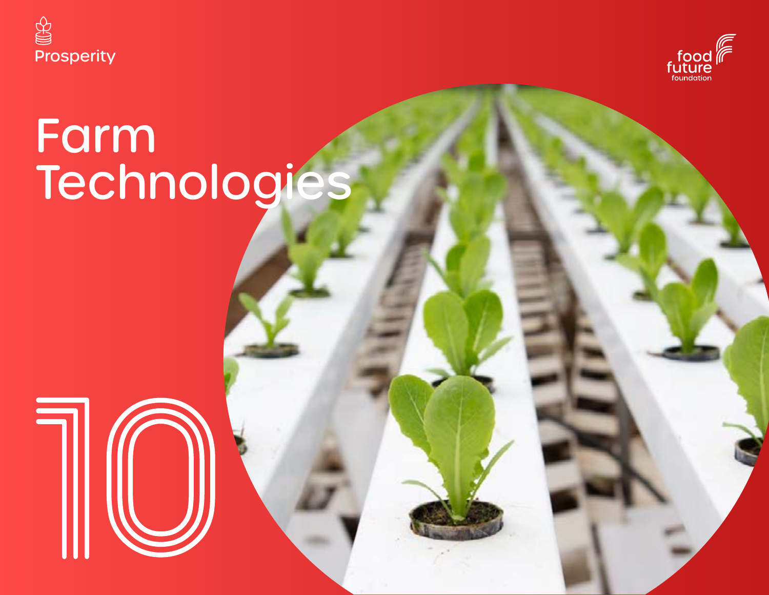Prosperity

food future foundation

# Farm Technologies

10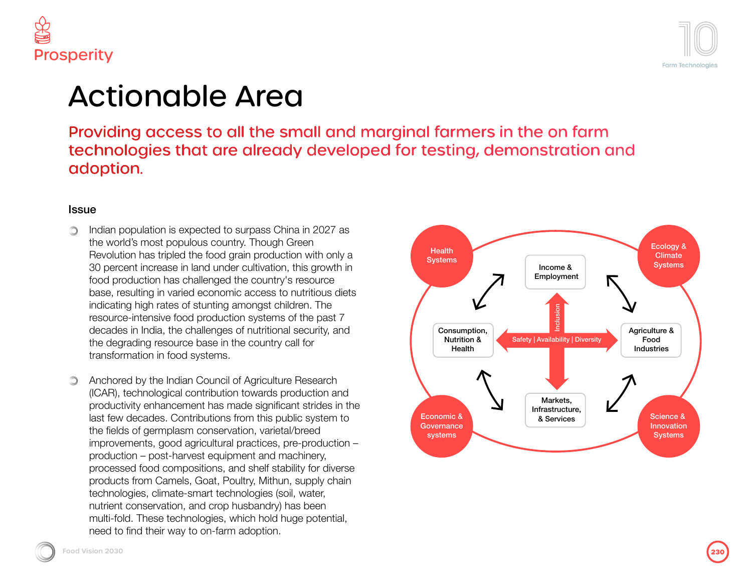# Actionable Area

## Providing access to all the small and marginal farmers in the on farm technologies that are already developed for testing, demonstration and adoption.

### Issue

- Indian population is expected to surpass China in 2027 as the world's most populous country. Though Green Revolution has tripled the food grain production with only a 30 percent increase in land under cultivation, this growth in food production has challenged the country's resource base, resulting in varied economic access to nutritious diets indicating high rates of stunting amongst children. The resource-intensive food production systems of the past 7 decades in India, the challenges of nutritional security, and the degrading resource base in the country call for transformation in food systems.

- Anchored by the Indian Council of Agriculture Research (ICAR), technological contribution towards production and productivity enhancement has made significant strides in the last few decades. Contributions from this public system to the fields of germplasm conservation, varietal/breed improvements, good agricultural practices, pre-production – production – post-harvest equipment and machinery, processed food compositions, and shelf stability for diverse products from Camels, Goat, Poultry, Mithun, supply chain technologies, climate-smart technologies (soil, water, nutrient conservation, and crop husbandry) has been multi-fold. These technologies, which hold huge potential, need to find their way to on-farm adoption.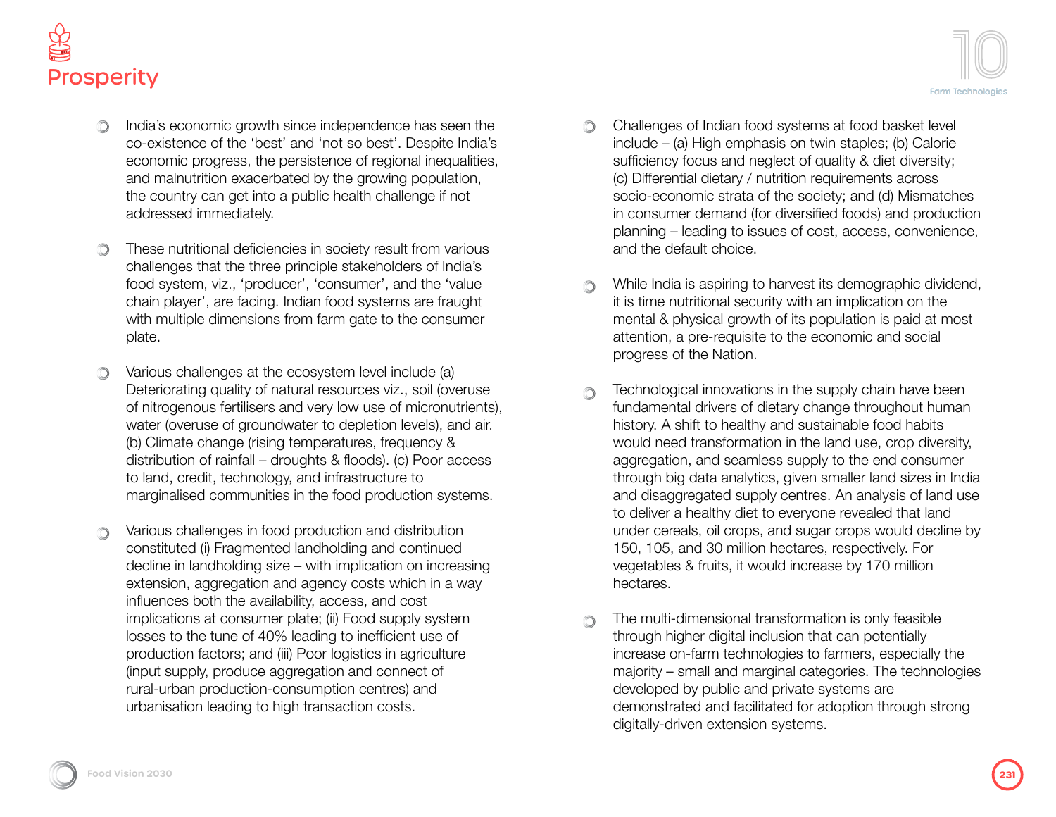- India's economic growth since independence has seen the co-existence of the 'best' and 'not so best'. Despite India's economic progress, the persistence of regional inequalities, and malnutrition exacerbated by the growing population, the country can get into a public health challenge if not addressed immediately.

- These nutritional deficiencies in society result from various challenges that the three principle stakeholders of India's food system, viz., 'producer', 'consumer', and the 'value chain player', are facing. Indian food systems are fraught with multiple dimensions from farm gate to the consumer plate.

- Various challenges at the ecosystem level include (a) Deteriorating quality of natural resources viz., soil (overuse of nitrogenous fertilisers and very low use of micronutrients), water (overuse of groundwater to depletion levels), and air. (b) Climate change (rising temperatures, frequency & distribution of rainfall – droughts & floods). (c) Poor access to land, credit, technology, and infrastructure to marginalised communities in the food production systems.

- Various challenges in food production and distribution constituted (i) Fragmented landholding and continued decline in landholding size – with implication on increasing extension, aggregation and agency costs which in a way influences both the availability, access, and cost implications at consumer plate; (ii) Food supply system losses to the tune of 40% leading to inefficient use of production factors; and (iii) Poor logistics in agriculture (input supply, produce aggregation and connect of rural-urban production-consumption centres) and urbanisation leading to high transaction costs.

- Challenges of Indian food systems at food basket level include – (a) High emphasis on twin staples; (b) Calorie sufficiency focus and neglect of quality & diet diversity; (c) Differential dietary / nutrition requirements across socio-economic strata of the society; and (d) Mismatches in consumer demand (for diversified foods) and production planning – leading to issues of cost, access, convenience, and the default choice.

- While India is aspiring to harvest its demographic dividend, it is time nutritional security with an implication on the mental & physical growth of its population is paid at most attention, a pre-requisite to the economic and social progress of the Nation.

- Technological innovations in the supply chain have been fundamental drivers of dietary change throughout human history. A shift to healthy and sustainable food habits would need transformation in the land use, crop diversity, aggregation, and seamless supply to the end consumer through big data analytics, given smaller land sizes in India and disaggregated supply centres. An analysis of land use to deliver a healthy diet to everyone revealed that land under cereals, oil crops, and sugar crops would decline by 150, 105, and 30 million hectares, respectively. For vegetables & fruits, it would increase by 170 million hectares.

- The multi-dimensional transformation is only feasible through higher digital inclusion that can potentially increase on-farm technologies to farmers, especially the majority – small and marginal categories. The technologies developed by public and private systems are demonstrated and facilitated for adoption through strong digitally-driven extension systems.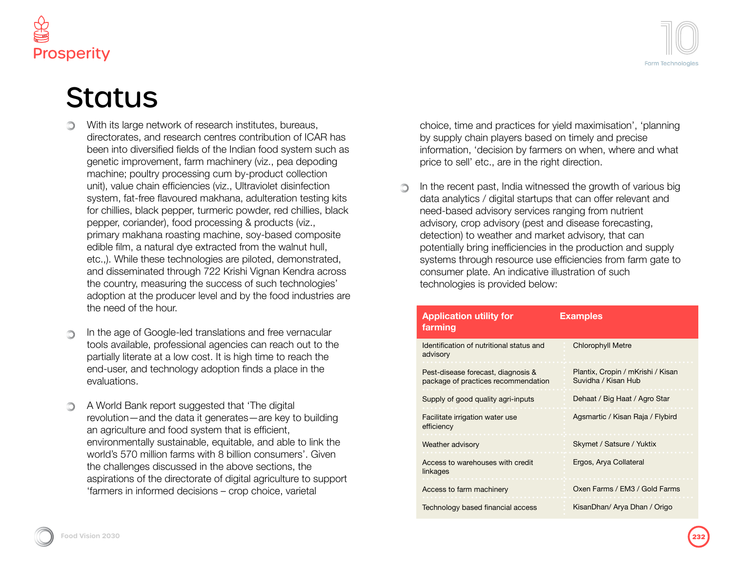# Status

- With its large network of research institutes, bureaus, directorates, and research centres contribution of ICAR has been into diversified fields of the Indian food system such as genetic improvement, farm machinery (viz., pea depoding machine; poultry processing cum by-product collection unit), value chain efficiencies (viz., Ultraviolet disinfection system, fat-free flavoured makhana, adulteration testing kits for chillies, black pepper, turmeric powder, red chillies, black pepper, coriander), food processing & products (viz., primary makhana roasting machine, soy-based composite edible film, a natural dye extracted from the walnut hull, etc.,). While these technologies are piloted, demonstrated, and disseminated through 722 Krishi Vignan Kendra across the country, measuring the success of such technologies' adoption at the producer level and by the food industries are the need of the hour.

- In the age of Google-led translations and free vernacular tools available, professional agencies can reach out to the partially literate at a low cost. It is high time to reach the end-user, and technology adoption finds a place in the evaluations.

- A World Bank report suggested that 'The digital revolution—and the data it generates—are key to building an agriculture and food system that is efficient, environmentally sustainable, equitable, and able to link the world's 570 million farms with 8 billion consumers'. Given the challenges discussed in the above sections, the aspirations of the directorate of digital agriculture to support 'farmers in informed decisions – crop choice, varietal choice, time and practices for yield maximisation', 'planning by supply chain players based on timely and precise information, 'decision by farmers on when, where and what price to sell' etc., are in the right direction.

- In the recent past, India witnessed the growth of various big data analytics / digital startups that can offer relevant and need-based advisory services ranging from nutrient advisory, crop advisory (pest and disease forecasting, detection) to weather and market advisory, that can potentially bring inefficiencies in the production and supply systems through resource use efficiencies from farm gate to consumer plate. An indicative illustration of such technologies is provided below:

| Application utility for farming | Examples |
|---|---|
| Identification of nutritional status and advisory | Chlorophyll Metre |
| Pest-disease forecast, diagnosis & package of practices recommendation | Plantix, Cropin / mKrishi / Kisan Suvidha / Kisan Hub |
| Supply of good quality agri-inputs | Dehaat / Big Haat / Agro Star |
| Facilitate irrigation water use efficiency | Agsmartic / Kisan Raja / Flybird |
| Weather advisory | Skymet / Satsure / Yuktix |
| Access to warehouses with credit linkages | Ergos, Arya Collateral |
| Access to farm machinery | Oxen Farms / EM3 / Gold Farms |
| Technology based financial access | KisanDhan/ Arya Dhan / Origo |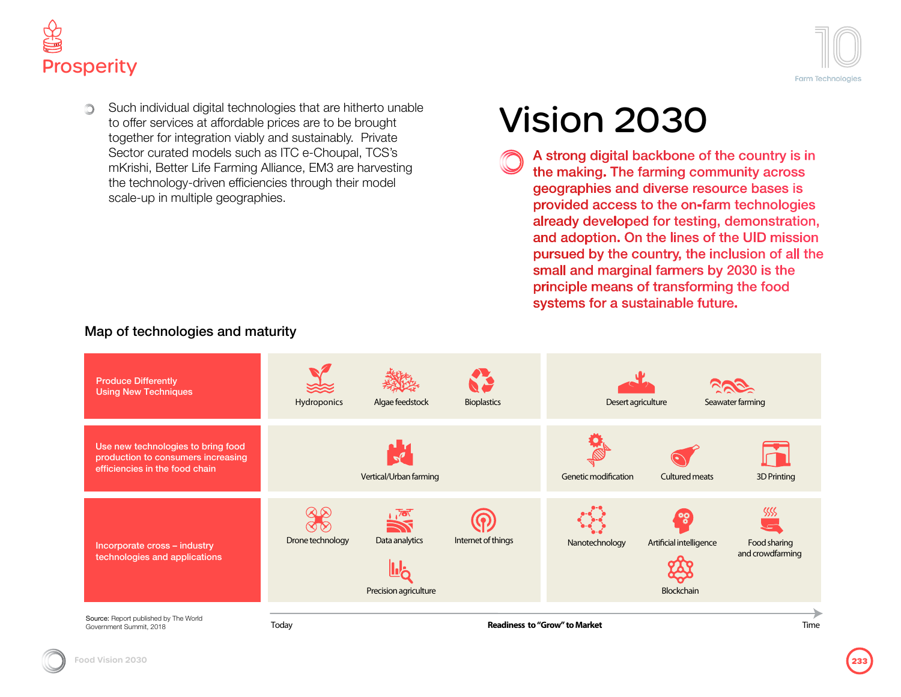- Such individual digital technologies that are hitherto unable to offer services at affordable prices are to be brought together for integration viably and sustainably. Private Sector curated models such as ITC e-Choupal, TCS's mKrishi, Better Life Farming Alliance, EM3 are harvesting the technology-driven efficiencies through their model scale-up in multiple geographies.

# Vision 2030

**A strong digital backbone of the country is in the making. The farming community across geographies and diverse resource bases is provided access to the on-farm technologies already developed for testing, demonstration, and adoption. On the lines of the UID mission pursued by the country, the inclusion of all the small and marginal farmers by 2030 is the principle means of transforming the food systems for a sustainable future.**

### Map of technologies and maturity

| | Today → | → Time |
|---|---|---|
| Produce Differently Using New Techniques | Hydroponics, Algae feedstock, Bioplastics | Desert agriculture, Seawater farming |
| Use new technologies to bring food production to consumers increasing efficiencies in the food chain | Vertical/Urban farming | Genetic modification, Cultured meats, 3D Printing |
| Incorporate cross – industry technologies and applications | Drone technology, Data analytics, Internet of things, Precision agriculture | Nanotechnology, Artificial intelligence, Food sharing and crowdfarming, Blockchain |

Today — Readiness to "Grow" to Market — Time

Source: Report published by The World Government Summit, 2018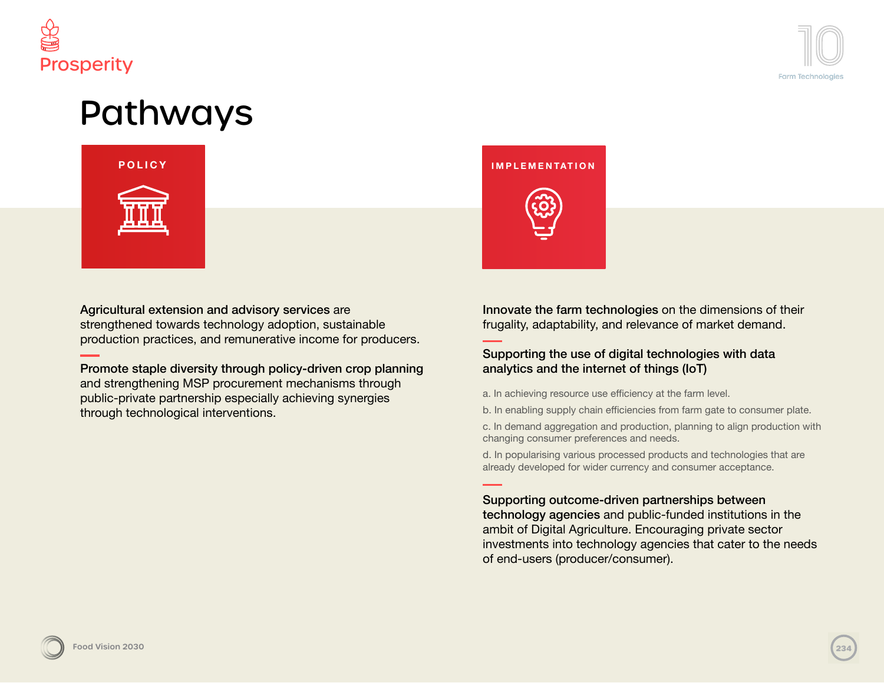# Pathways

## POLICY

**Agricultural extension and advisory services** are strengthened towards technology adoption, sustainable production practices, and remunerative income for producers.

**Promote staple diversity through policy-driven crop planning** and strengthening MSP procurement mechanisms through public-private partnership especially achieving synergies through technological interventions.

## IMPLEMENTATION

**Innovate the farm technologies** on the dimensions of their frugality, adaptability, and relevance of market demand.

**Supporting the use of digital technologies with data analytics and the internet of things (IoT)**

a. In achieving resource use efficiency at the farm level.

b. In enabling supply chain efficiencies from farm gate to consumer plate.

c. In demand aggregation and production, planning to align production with changing consumer preferences and needs.

d. In popularising various processed products and technologies that are already developed for wider currency and consumer acceptance.

**Supporting outcome-driven partnerships between technology agencies** and public-funded institutions in the ambit of Digital Agriculture. Encouraging private sector investments into technology agencies that cater to the needs of end-users (producer/consumer).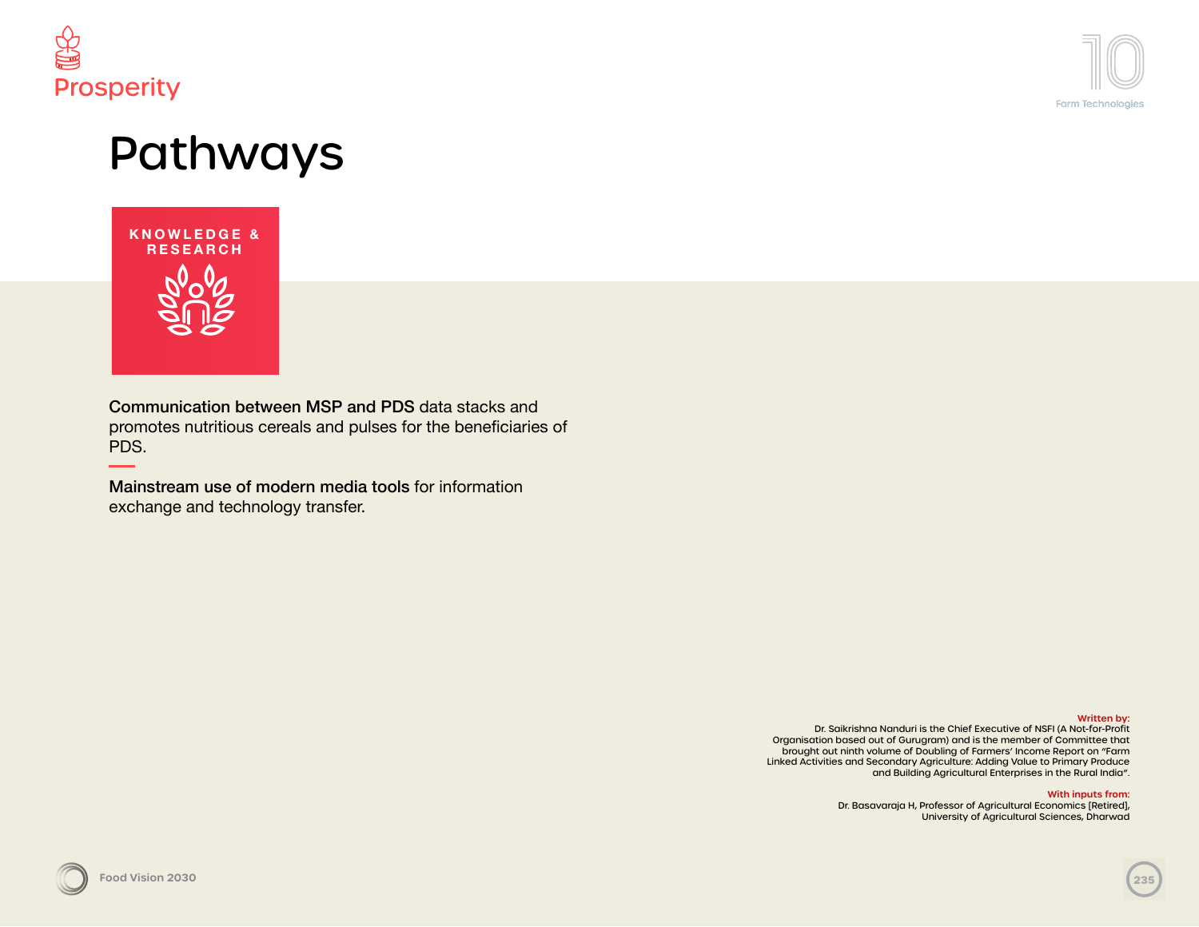Prosperity

# Pathways

## KNOWLEDGE & RESEARCH

**Communication between MSP and PDS** data stacks and promotes nutritious cereals and pulses for the beneficiaries of PDS.

**Mainstream use of modern media tools** for information exchange and technology transfer.

**Written by:**
Dr. Saikrishna Nanduri is the Chief Executive of NSFI (A Not-for-Profit Organisation based out of Gurugram) and is the member of Committee that brought out ninth volume of Doubling of Farmers' Income Report on "Farm Linked Activities and Secondary Agriculture: Adding Value to Primary Produce and Building Agricultural Enterprises in the Rural India".

**With inputs from:**
Dr. Basavaraja H, Professor of Agricultural Economics [Retired], University of Agricultural Sciences, Dharwad